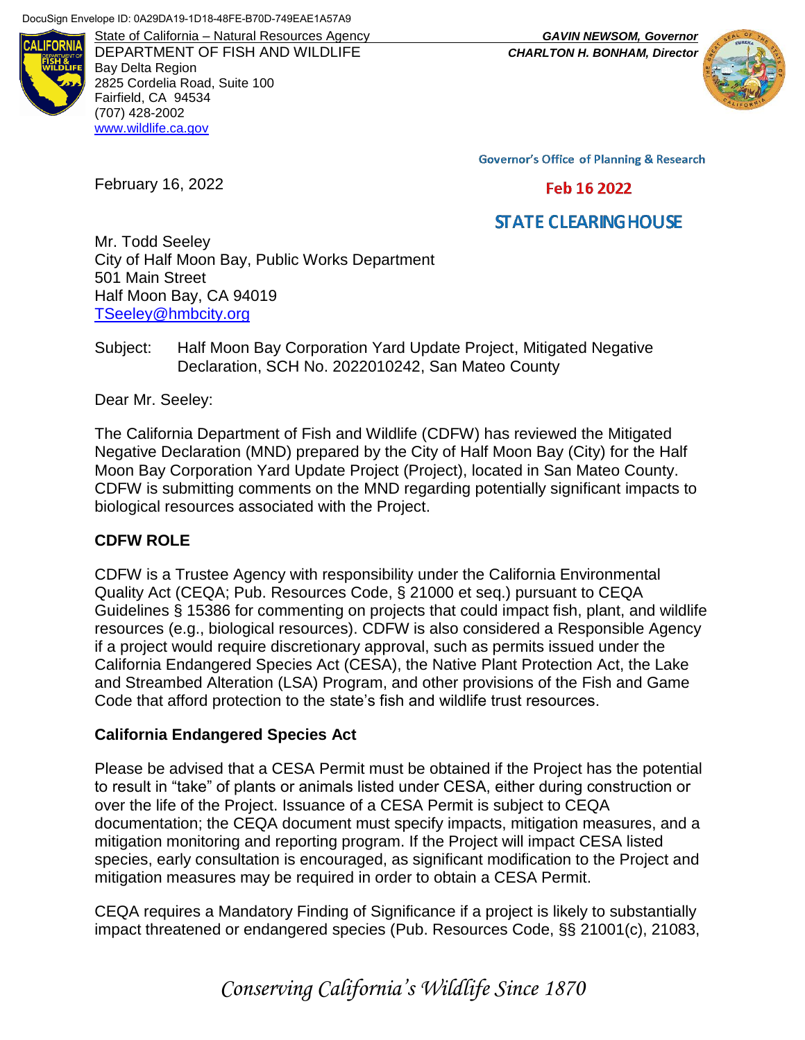DocuSign Envelope ID: 0A29DA19-1D18-48FE-B70D-749EAE1A57A9

State of California – Natural Resources Agency
DEPARTMENT OF FISH AND WILDLIFE
Bay Delta Region
2825 Cordelia Road, Suite 100
Fairfield, CA 94534
(707) 428-2002
www.wildlife.ca.gov

*GAVIN NEWSOM, Governor*
*CHARLTON H. BONHAM, Director*

Governor's Office of Planning & Research

Feb 16 2022

STATE CLEARINGHOUSE

February 16, 2022

Mr. Todd Seeley
City of Half Moon Bay, Public Works Department
501 Main Street
Half Moon Bay, CA 94019
TSeeley@hmbcity.org

Subject: Half Moon Bay Corporation Yard Update Project, Mitigated Negative Declaration, SCH No. 2022010242, San Mateo County

Dear Mr. Seeley:

The California Department of Fish and Wildlife (CDFW) has reviewed the Mitigated Negative Declaration (MND) prepared by the City of Half Moon Bay (City) for the Half Moon Bay Corporation Yard Update Project (Project), located in San Mateo County. CDFW is submitting comments on the MND regarding potentially significant impacts to biological resources associated with the Project.

**CDFW ROLE**

CDFW is a Trustee Agency with responsibility under the California Environmental Quality Act (CEQA; Pub. Resources Code, § 21000 et seq.) pursuant to CEQA Guidelines § 15386 for commenting on projects that could impact fish, plant, and wildlife resources (e.g., biological resources). CDFW is also considered a Responsible Agency if a project would require discretionary approval, such as permits issued under the California Endangered Species Act (CESA), the Native Plant Protection Act, the Lake and Streambed Alteration (LSA) Program, and other provisions of the Fish and Game Code that afford protection to the state's fish and wildlife trust resources.

**California Endangered Species Act**

Please be advised that a CESA Permit must be obtained if the Project has the potential to result in "take" of plants or animals listed under CESA, either during construction or over the life of the Project. Issuance of a CESA Permit is subject to CEQA documentation; the CEQA document must specify impacts, mitigation measures, and a mitigation monitoring and reporting program. If the Project will impact CESA listed species, early consultation is encouraged, as significant modification to the Project and mitigation measures may be required in order to obtain a CESA Permit.

CEQA requires a Mandatory Finding of Significance if a project is likely to substantially impact threatened or endangered species (Pub. Resources Code, §§ 21001(c), 21083,

*Conserving California's Wildlife Since 1870*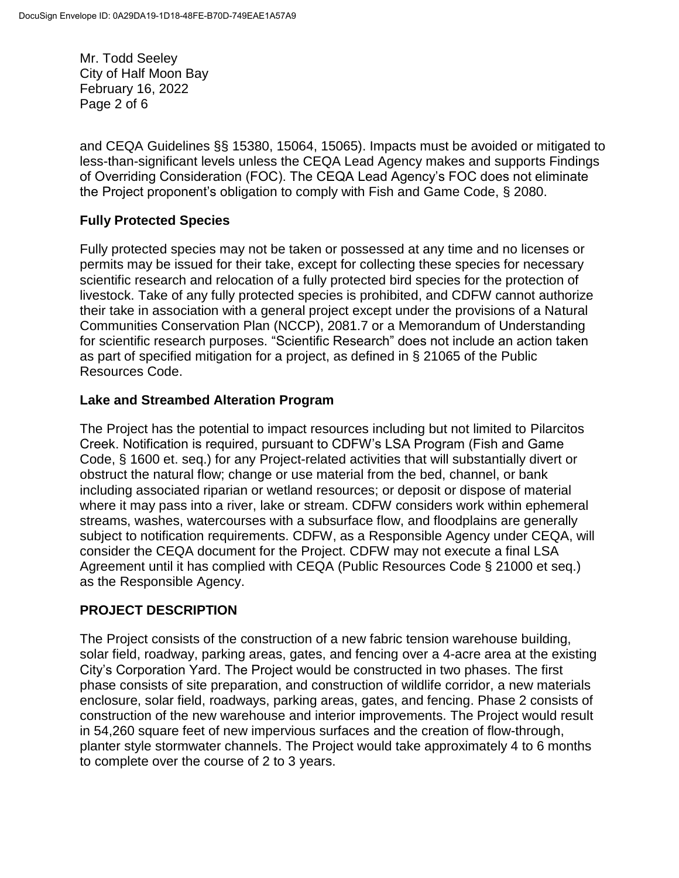and CEQA Guidelines §§ 15380, 15064, 15065). Impacts must be avoided or mitigated to less-than-significant levels unless the CEQA Lead Agency makes and supports Findings of Overriding Consideration (FOC). The CEQA Lead Agency's FOC does not eliminate the Project proponent's obligation to comply with Fish and Game Code, § 2080.

## Fully Protected Species

Fully protected species may not be taken or possessed at any time and no licenses or permits may be issued for their take, except for collecting these species for necessary scientific research and relocation of a fully protected bird species for the protection of livestock. Take of any fully protected species is prohibited, and CDFW cannot authorize their take in association with a general project except under the provisions of a Natural Communities Conservation Plan (NCCP), 2081.7 or a Memorandum of Understanding for scientific research purposes. "Scientific Research" does not include an action taken as part of specified mitigation for a project, as defined in § 21065 of the Public Resources Code.

## Lake and Streambed Alteration Program

The Project has the potential to impact resources including but not limited to Pilarcitos Creek. Notification is required, pursuant to CDFW's LSA Program (Fish and Game Code, § 1600 et. seq.) for any Project-related activities that will substantially divert or obstruct the natural flow; change or use material from the bed, channel, or bank including associated riparian or wetland resources; or deposit or dispose of material where it may pass into a river, lake or stream. CDFW considers work within ephemeral streams, washes, watercourses with a subsurface flow, and floodplains are generally subject to notification requirements. CDFW, as a Responsible Agency under CEQA, will consider the CEQA document for the Project. CDFW may not execute a final LSA Agreement until it has complied with CEQA (Public Resources Code § 21000 et seq.) as the Responsible Agency.

## PROJECT DESCRIPTION

The Project consists of the construction of a new fabric tension warehouse building, solar field, roadway, parking areas, gates, and fencing over a 4-acre area at the existing City's Corporation Yard. The Project would be constructed in two phases. The first phase consists of site preparation, and construction of wildlife corridor, a new materials enclosure, solar field, roadways, parking areas, gates, and fencing. Phase 2 consists of construction of the new warehouse and interior improvements. The Project would result in 54,260 square feet of new impervious surfaces and the creation of flow-through, planter style stormwater channels. The Project would take approximately 4 to 6 months to complete over the course of 2 to 3 years.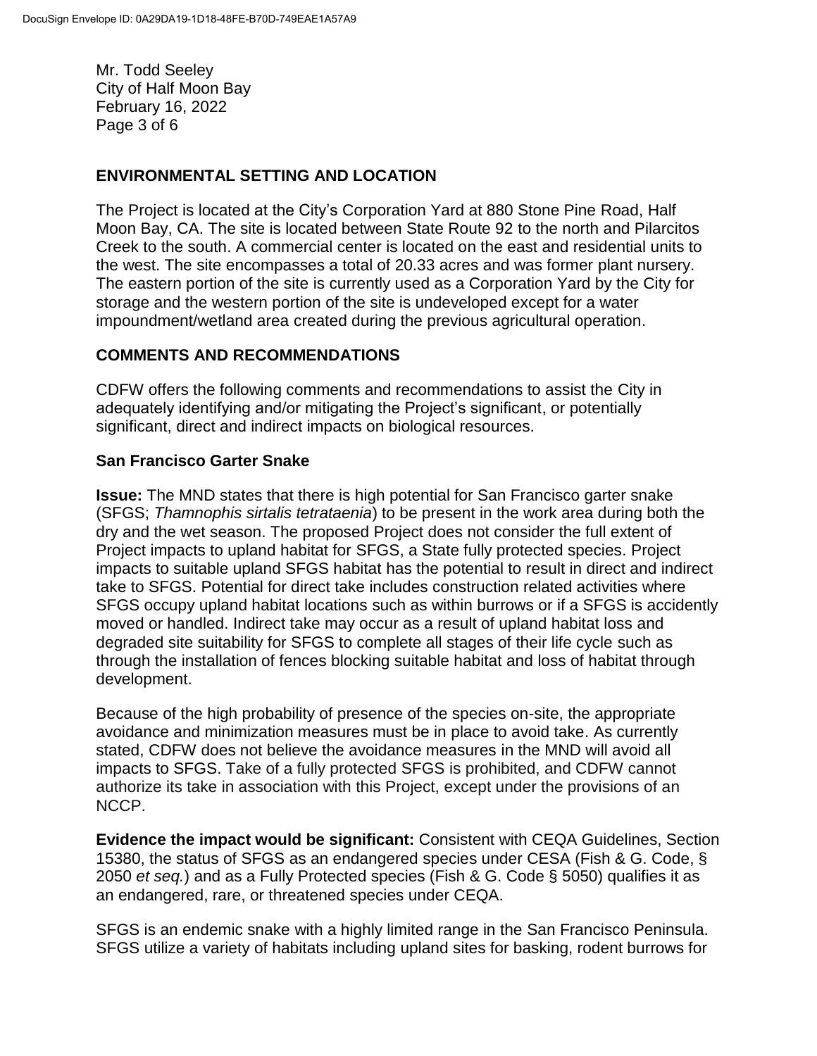## ENVIRONMENTAL SETTING AND LOCATION

The Project is located at the City's Corporation Yard at 880 Stone Pine Road, Half Moon Bay, CA. The site is located between State Route 92 to the north and Pilarcitos Creek to the south. A commercial center is located on the east and residential units to the west. The site encompasses a total of 20.33 acres and was former plant nursery. The eastern portion of the site is currently used as a Corporation Yard by the City for storage and the western portion of the site is undeveloped except for a water impoundment/wetland area created during the previous agricultural operation.

## COMMENTS AND RECOMMENDATIONS

CDFW offers the following comments and recommendations to assist the City in adequately identifying and/or mitigating the Project's significant, or potentially significant, direct and indirect impacts on biological resources.

### San Francisco Garter Snake

**Issue:** The MND states that there is high potential for San Francisco garter snake (SFGS; *Thamnophis sirtalis tetrataenia*) to be present in the work area during both the dry and the wet season. The proposed Project does not consider the full extent of Project impacts to upland habitat for SFGS, a State fully protected species. Project impacts to suitable upland SFGS habitat has the potential to result in direct and indirect take to SFGS. Potential for direct take includes construction related activities where SFGS occupy upland habitat locations such as within burrows or if a SFGS is accidently moved or handled. Indirect take may occur as a result of upland habitat loss and degraded site suitability for SFGS to complete all stages of their life cycle such as through the installation of fences blocking suitable habitat and loss of habitat through development.

Because of the high probability of presence of the species on-site, the appropriate avoidance and minimization measures must be in place to avoid take. As currently stated, CDFW does not believe the avoidance measures in the MND will avoid all impacts to SFGS. Take of a fully protected SFGS is prohibited, and CDFW cannot authorize its take in association with this Project, except under the provisions of an NCCP.

**Evidence the impact would be significant:** Consistent with CEQA Guidelines, Section 15380, the status of SFGS as an endangered species under CESA (Fish & G. Code, § 2050 *et seq.*) and as a Fully Protected species (Fish & G. Code § 5050) qualifies it as an endangered, rare, or threatened species under CEQA.

SFGS is an endemic snake with a highly limited range in the San Francisco Peninsula. SFGS utilize a variety of habitats including upland sites for basking, rodent burrows for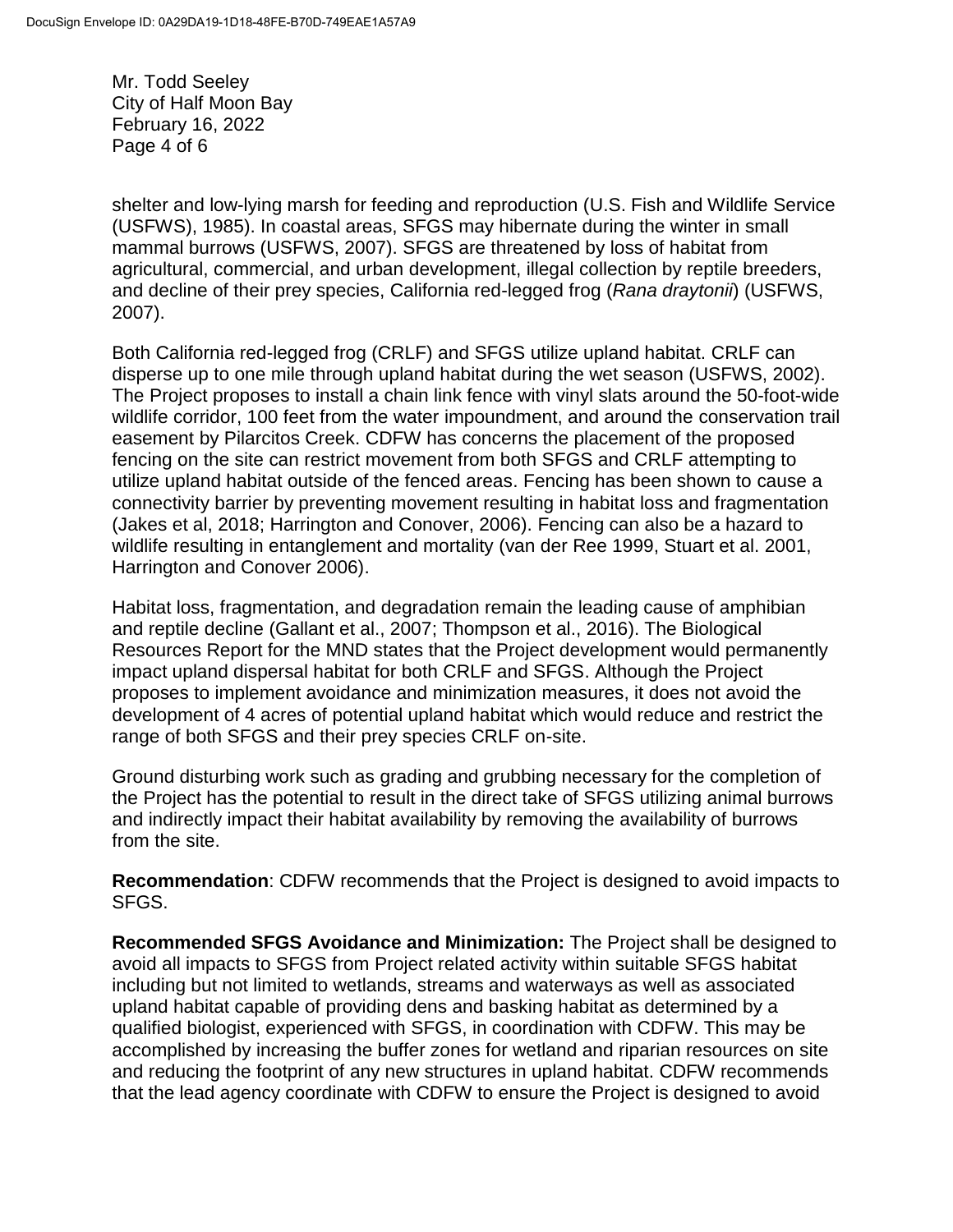shelter and low-lying marsh for feeding and reproduction (U.S. Fish and Wildlife Service (USFWS), 1985). In coastal areas, SFGS may hibernate during the winter in small mammal burrows (USFWS, 2007). SFGS are threatened by loss of habitat from agricultural, commercial, and urban development, illegal collection by reptile breeders, and decline of their prey species, California red-legged frog (*Rana draytonii*) (USFWS, 2007).

Both California red-legged frog (CRLF) and SFGS utilize upland habitat. CRLF can disperse up to one mile through upland habitat during the wet season (USFWS, 2002). The Project proposes to install a chain link fence with vinyl slats around the 50-foot-wide wildlife corridor, 100 feet from the water impoundment, and around the conservation trail easement by Pilarcitos Creek. CDFW has concerns the placement of the proposed fencing on the site can restrict movement from both SFGS and CRLF attempting to utilize upland habitat outside of the fenced areas. Fencing has been shown to cause a connectivity barrier by preventing movement resulting in habitat loss and fragmentation (Jakes et al, 2018; Harrington and Conover, 2006). Fencing can also be a hazard to wildlife resulting in entanglement and mortality (van der Ree 1999, Stuart et al. 2001, Harrington and Conover 2006).

Habitat loss, fragmentation, and degradation remain the leading cause of amphibian and reptile decline (Gallant et al., 2007; Thompson et al., 2016). The Biological Resources Report for the MND states that the Project development would permanently impact upland dispersal habitat for both CRLF and SFGS. Although the Project proposes to implement avoidance and minimization measures, it does not avoid the development of 4 acres of potential upland habitat which would reduce and restrict the range of both SFGS and their prey species CRLF on-site.

Ground disturbing work such as grading and grubbing necessary for the completion of the Project has the potential to result in the direct take of SFGS utilizing animal burrows and indirectly impact their habitat availability by removing the availability of burrows from the site.

**Recommendation**: CDFW recommends that the Project is designed to avoid impacts to SFGS.

**Recommended SFGS Avoidance and Minimization:** The Project shall be designed to avoid all impacts to SFGS from Project related activity within suitable SFGS habitat including but not limited to wetlands, streams and waterways as well as associated upland habitat capable of providing dens and basking habitat as determined by a qualified biologist, experienced with SFGS, in coordination with CDFW. This may be accomplished by increasing the buffer zones for wetland and riparian resources on site and reducing the footprint of any new structures in upland habitat. CDFW recommends that the lead agency coordinate with CDFW to ensure the Project is designed to avoid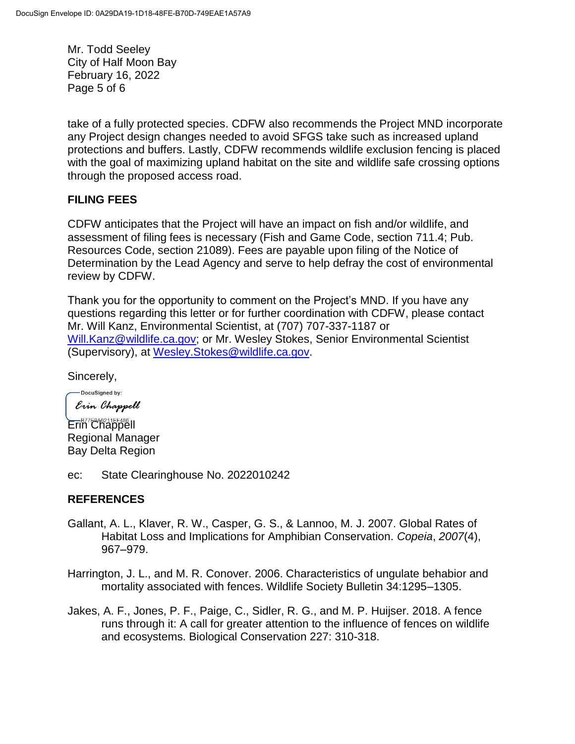take of a fully protected species. CDFW also recommends the Project MND incorporate any Project design changes needed to avoid SFGS take such as increased upland protections and buffers. Lastly, CDFW recommends wildlife exclusion fencing is placed with the goal of maximizing upland habitat on the site and wildlife safe crossing options through the proposed access road.

## FILING FEES

CDFW anticipates that the Project will have an impact on fish and/or wildlife, and assessment of filing fees is necessary (Fish and Game Code, section 711.4; Pub. Resources Code, section 21089). Fees are payable upon filing of the Notice of Determination by the Lead Agency and serve to help defray the cost of environmental review by CDFW.

Thank you for the opportunity to comment on the Project's MND. If you have any questions regarding this letter or for further coordination with CDFW, please contact Mr. Will Kanz, Environmental Scientist, at (707) 707-337-1187 or Will.Kanz@wildlife.ca.gov; or Mr. Wesley Stokes, Senior Environmental Scientist (Supervisory), at Wesley.Stokes@wildlife.ca.gov.

Sincerely,

DocuSigned by:
Erin Chappell
B77E8A6211EF486

Erin Chappell
Regional Manager
Bay Delta Region

ec: State Clearinghouse No. 2022010242

## REFERENCES

Gallant, A. L., Klaver, R. W., Casper, G. S., & Lannoo, M. J. 2007. Global Rates of Habitat Loss and Implications for Amphibian Conservation. *Copeia*, *2007*(4), 967–979.

Harrington, J. L., and M. R. Conover. 2006. Characteristics of ungulate behabior and mortality associated with fences. Wildlife Society Bulletin 34:1295–1305.

Jakes, A. F., Jones, P. F., Paige, C., Sidler, R. G., and M. P. Huijser. 2018. A fence runs through it: A call for greater attention to the influence of fences on wildlife and ecosystems. Biological Conservation 227: 310-318.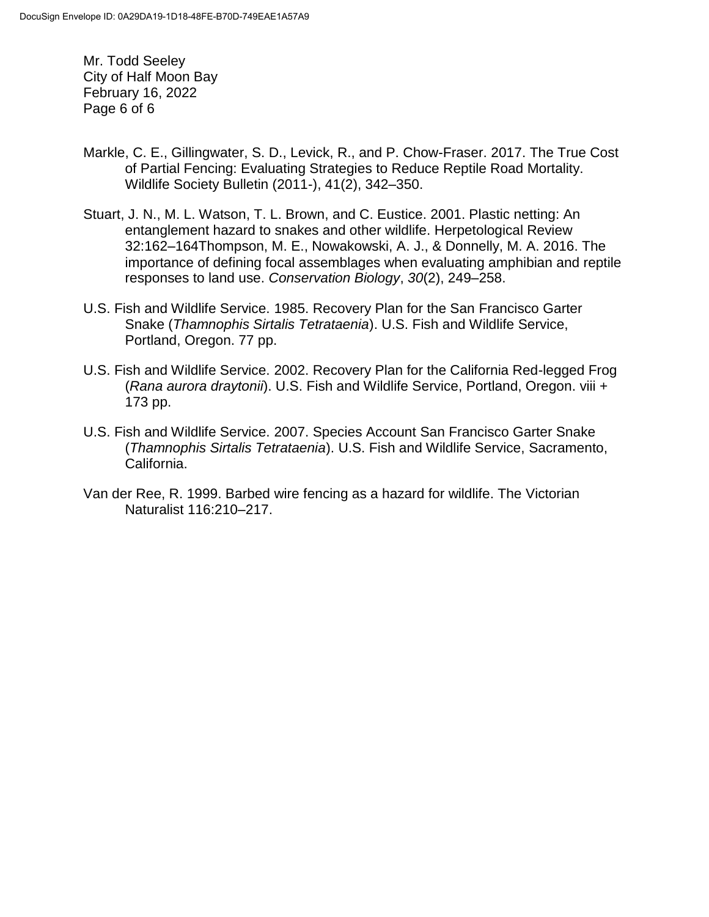Markle, C. E., Gillingwater, S. D., Levick, R., and P. Chow-Fraser. 2017. The True Cost of Partial Fencing: Evaluating Strategies to Reduce Reptile Road Mortality. Wildlife Society Bulletin (2011-), 41(2), 342–350.

Stuart, J. N., M. L. Watson, T. L. Brown, and C. Eustice. 2001. Plastic netting: An entanglement hazard to snakes and other wildlife. Herpetological Review 32:162–164Thompson, M. E., Nowakowski, A. J., & Donnelly, M. A. 2016. The importance of defining focal assemblages when evaluating amphibian and reptile responses to land use. *Conservation Biology*, *30*(2), 249–258.

U.S. Fish and Wildlife Service. 1985. Recovery Plan for the San Francisco Garter Snake (*Thamnophis Sirtalis Tetrataenia*). U.S. Fish and Wildlife Service, Portland, Oregon. 77 pp.

U.S. Fish and Wildlife Service. 2002. Recovery Plan for the California Red-legged Frog (*Rana aurora draytonii*). U.S. Fish and Wildlife Service, Portland, Oregon. viii + 173 pp.

U.S. Fish and Wildlife Service. 2007. Species Account San Francisco Garter Snake (*Thamnophis Sirtalis Tetrataenia*). U.S. Fish and Wildlife Service, Sacramento, California.

Van der Ree, R. 1999. Barbed wire fencing as a hazard for wildlife. The Victorian Naturalist 116:210–217.